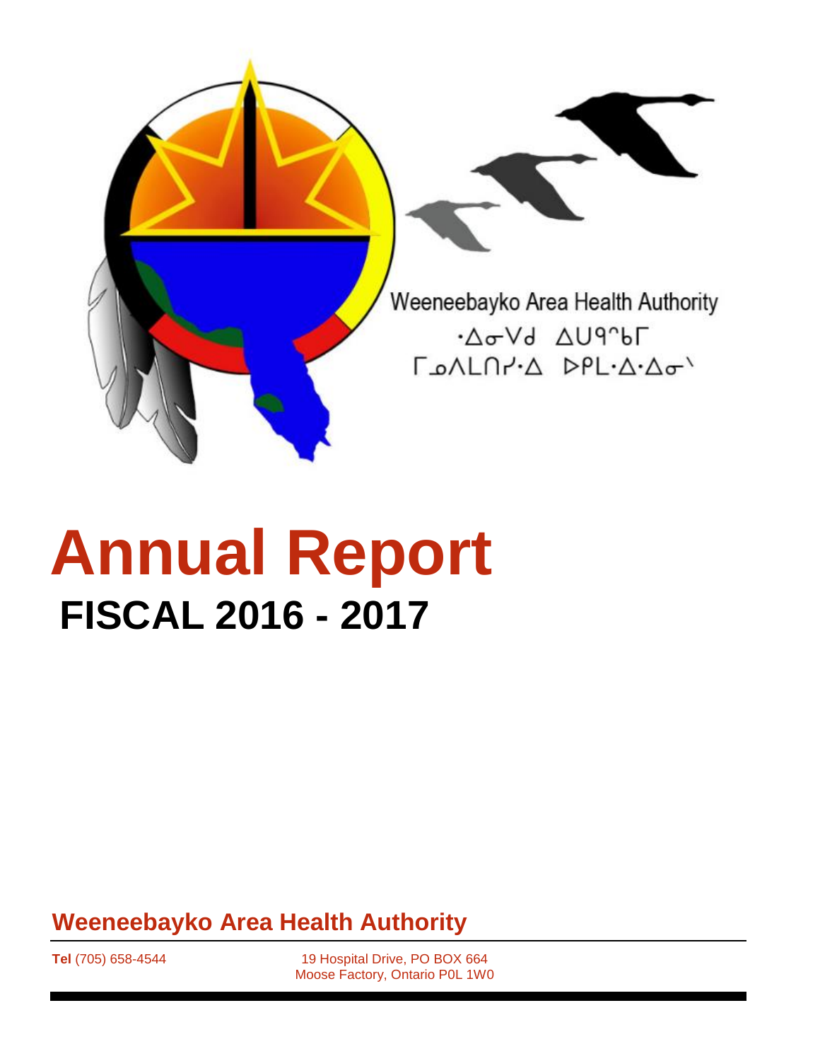Weeneebayko Area Health Authority

ᐧᐃᓂᐯᑯ ᐃᑌᑫᐢᑲᒥ

ᒥᓀᐱᒪᑎᓯᐧᐃ ᐅᑭᒪᐧᐃᐧᐃᓂᐠ

# Annual Report

## FISCAL 2016 - 2017

**Weeneebayko Area Health Authority**

**Tel** (705) 658-4544

19 Hospital Drive, PO BOX 664
Moose Factory, Ontario P0L 1W0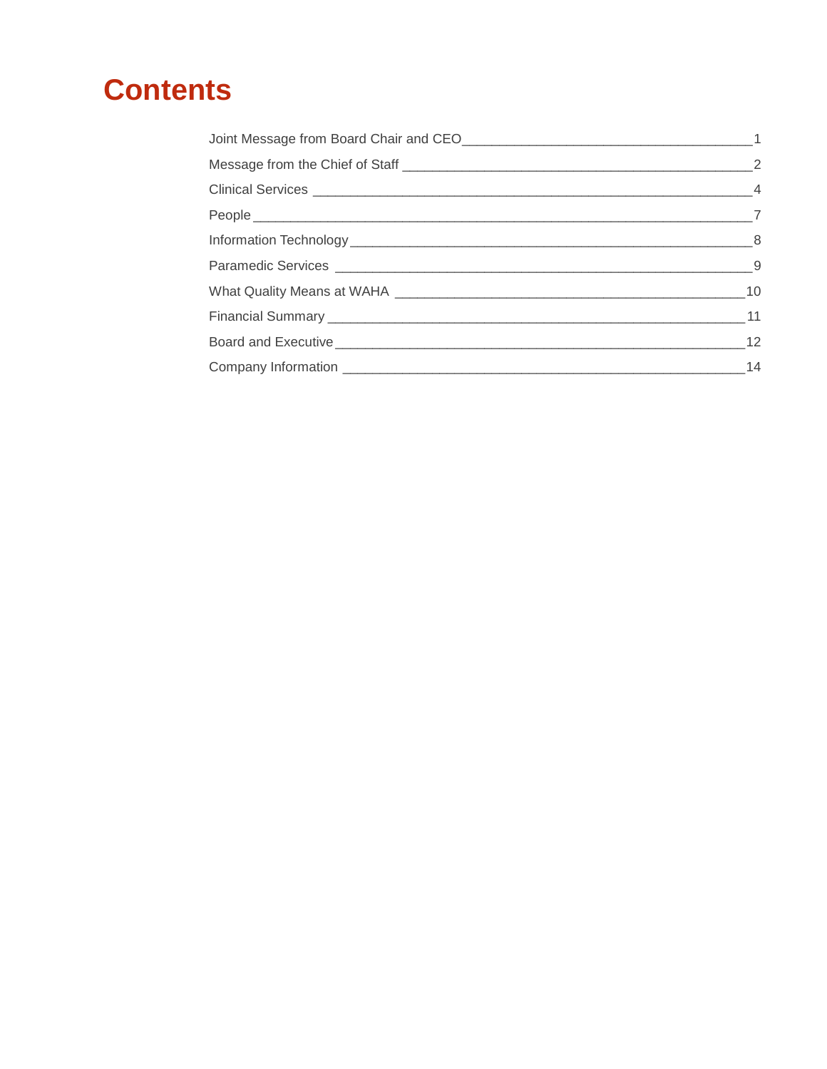# Contents

| | |
|---|---|
| Joint Message from Board Chair and CEO | 1 |
| Message from the Chief of Staff | 2 |
| Clinical Services | 4 |
| People | 7 |
| Information Technology | 8 |
| Paramedic Services | 9 |
| What Quality Means at WAHA | 10 |
| Financial Summary | 11 |
| Board and Executive | 12 |
| Company Information | 14 |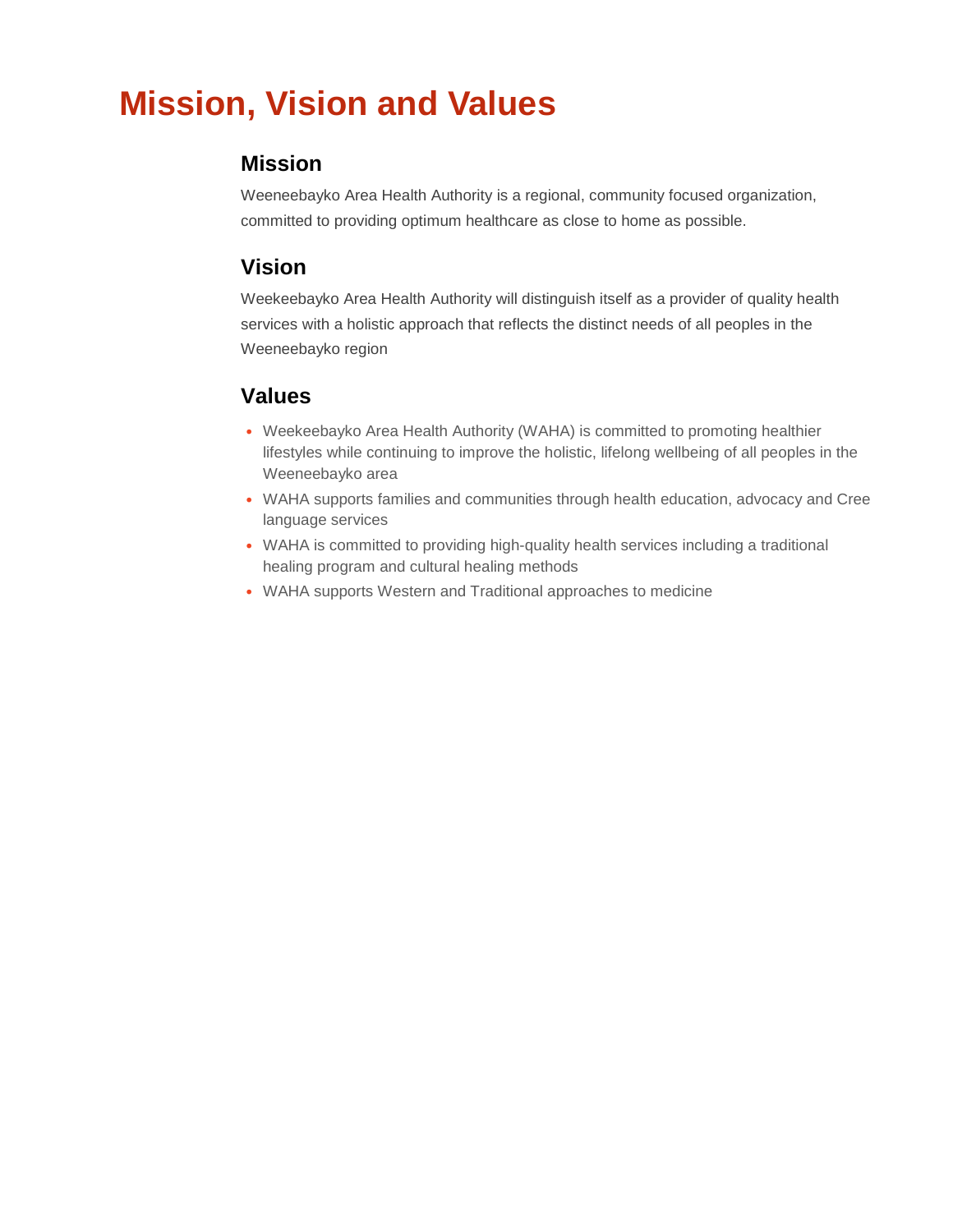# Mission, Vision and Values

## Mission

Weeneebayko Area Health Authority is a regional, community focused organization, committed to providing optimum healthcare as close to home as possible.

## Vision

Weekeebayko Area Health Authority will distinguish itself as a provider of quality health services with a holistic approach that reflects the distinct needs of all peoples in the Weeneebayko region

## Values

- Weekeebayko Area Health Authority (WAHA) is committed to promoting healthier lifestyles while continuing to improve the holistic, lifelong wellbeing of all peoples in the Weeneebayko area
- WAHA supports families and communities through health education, advocacy and Cree language services
- WAHA is committed to providing high-quality health services including a traditional healing program and cultural healing methods
- WAHA supports Western and Traditional approaches to medicine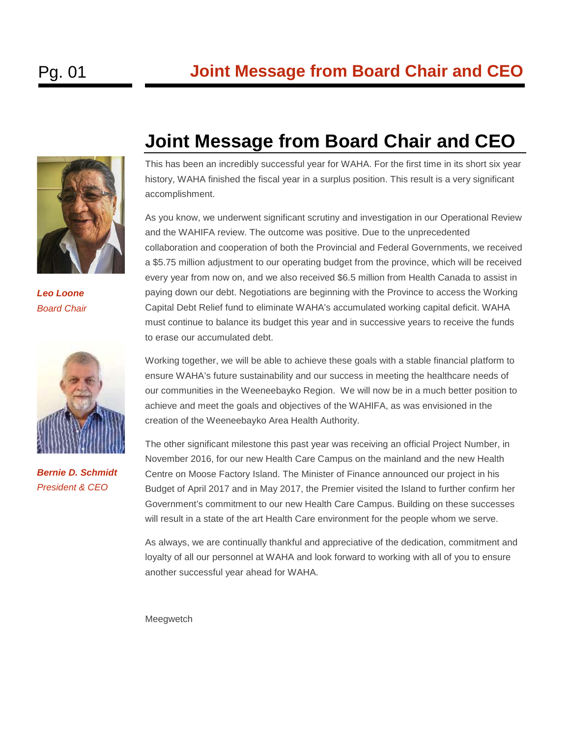# Joint Message from Board Chair and CEO

***Leo Loone***
*Board Chair*

***Bernie D. Schmidt***
*President & CEO*

This has been an incredibly successful year for WAHA. For the first time in its short six year history, WAHA finished the fiscal year in a surplus position. This result is a very significant accomplishment.

As you know, we underwent significant scrutiny and investigation in our Operational Review and the WAHIFA review. The outcome was positive. Due to the unprecedented collaboration and cooperation of both the Provincial and Federal Governments, we received a $5.75 million adjustment to our operating budget from the province, which will be received every year from now on, and we also received $6.5 million from Health Canada to assist in paying down our debt. Negotiations are beginning with the Province to access the Working Capital Debt Relief fund to eliminate WAHA's accumulated working capital deficit. WAHA must continue to balance its budget this year and in successive years to receive the funds to erase our accumulated debt.

Working together, we will be able to achieve these goals with a stable financial platform to ensure WAHA's future sustainability and our success in meeting the healthcare needs of our communities in the Weeneebayko Region. We will now be in a much better position to achieve and meet the goals and objectives of the WAHIFA, as was envisioned in the creation of the Weeneebayko Area Health Authority.

The other significant milestone this past year was receiving an official Project Number, in November 2016, for our new Health Care Campus on the mainland and the new Health Centre on Moose Factory Island. The Minister of Finance announced our project in his Budget of April 2017 and in May 2017, the Premier visited the Island to further confirm her Government's commitment to our new Health Care Campus. Building on these successes will result in a state of the art Health Care environment for the people whom we serve.

As always, we are continually thankful and appreciative of the dedication, commitment and loyalty of all our personnel at WAHA and look forward to working with all of you to ensure another successful year ahead for WAHA.

Meegwetch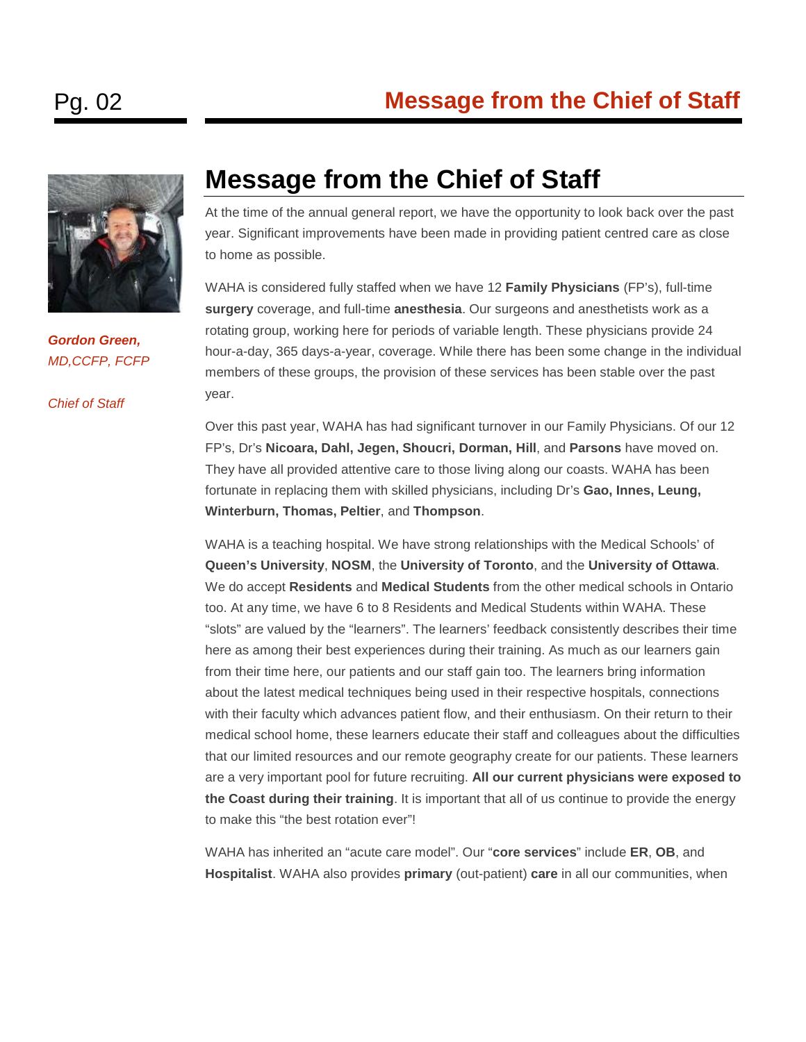# Message from the Chief of Staff

***Gordon Green,***
*MD,CCFP, FCFP*

*Chief of Staff*

At the time of the annual general report, we have the opportunity to look back over the past year. Significant improvements have been made in providing patient centred care as close to home as possible.

WAHA is considered fully staffed when we have 12 **Family Physicians** (FP's), full-time **surgery** coverage, and full-time **anesthesia**. Our surgeons and anesthetists work as a rotating group, working here for periods of variable length. These physicians provide 24 hour-a-day, 365 days-a-year, coverage. While there has been some change in the individual members of these groups, the provision of these services has been stable over the past year.

Over this past year, WAHA has had significant turnover in our Family Physicians. Of our 12 FP's, Dr's **Nicoara, Dahl, Jegen, Shoucri, Dorman, Hill**, and **Parsons** have moved on. They have all provided attentive care to those living along our coasts. WAHA has been fortunate in replacing them with skilled physicians, including Dr's **Gao, Innes, Leung, Winterburn, Thomas, Peltier**, and **Thompson**.

WAHA is a teaching hospital. We have strong relationships with the Medical Schools' of **Queen's University**, **NOSM**, the **University of Toronto**, and the **University of Ottawa**. We do accept **Residents** and **Medical Students** from the other medical schools in Ontario too. At any time, we have 6 to 8 Residents and Medical Students within WAHA. These "slots" are valued by the "learners". The learners' feedback consistently describes their time here as among their best experiences during their training. As much as our learners gain from their time here, our patients and our staff gain too. The learners bring information about the latest medical techniques being used in their respective hospitals, connections with their faculty which advances patient flow, and their enthusiasm. On their return to their medical school home, these learners educate their staff and colleagues about the difficulties that our limited resources and our remote geography create for our patients. These learners are a very important pool for future recruiting. **All our current physicians were exposed to the Coast during their training**. It is important that all of us continue to provide the energy to make this "the best rotation ever"!

WAHA has inherited an "acute care model". Our "**core services**" include **ER**, **OB**, and **Hospitalist**. WAHA also provides **primary** (out-patient) **care** in all our communities, when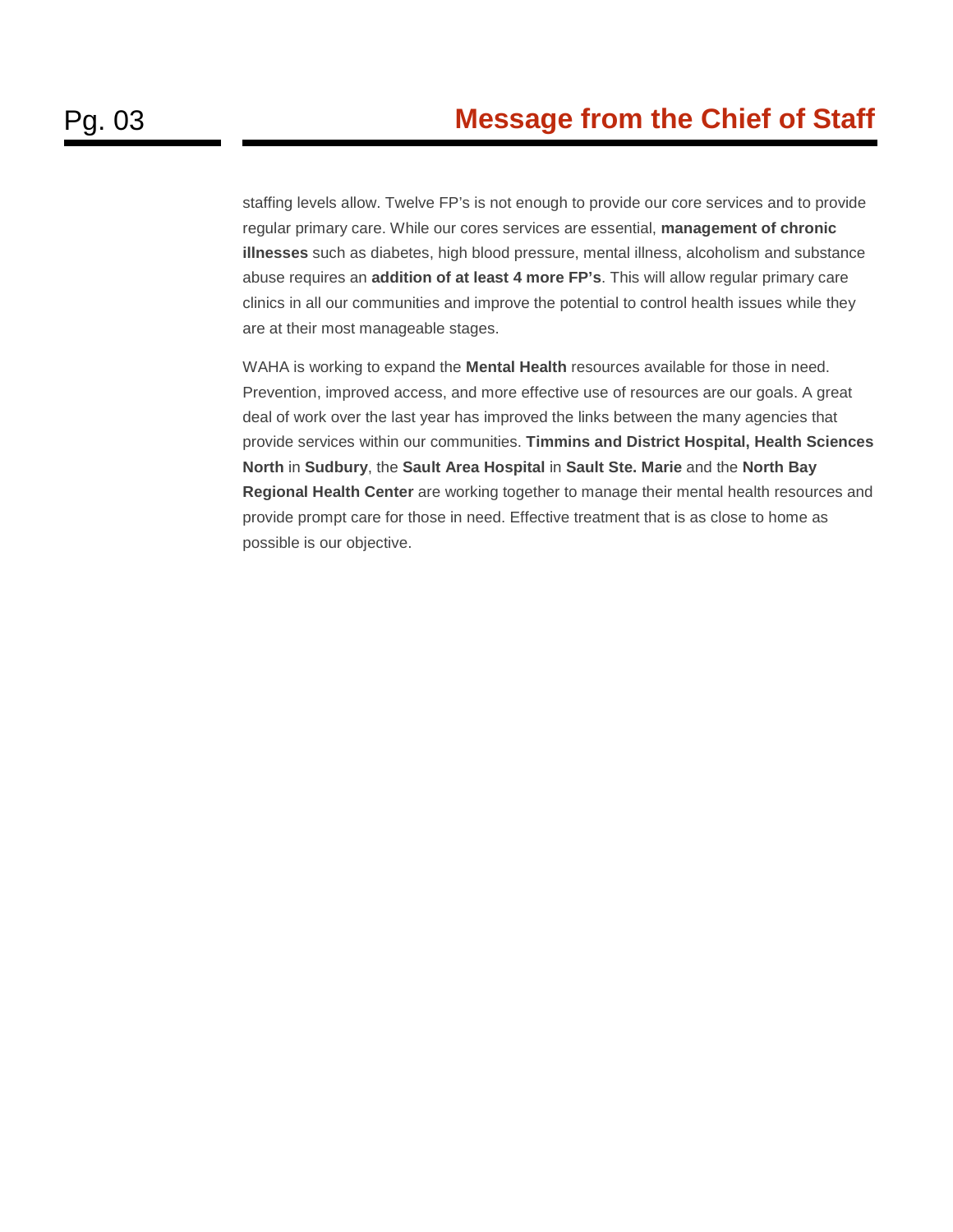staffing levels allow. Twelve FP's is not enough to provide our core services and to provide regular primary care. While our cores services are essential, **management of chronic illnesses** such as diabetes, high blood pressure, mental illness, alcoholism and substance abuse requires an **addition of at least 4 more FP's**. This will allow regular primary care clinics in all our communities and improve the potential to control health issues while they are at their most manageable stages.

WAHA is working to expand the **Mental Health** resources available for those in need. Prevention, improved access, and more effective use of resources are our goals. A great deal of work over the last year has improved the links between the many agencies that provide services within our communities. **Timmins and District Hospital, Health Sciences North** in **Sudbury**, the **Sault Area Hospital** in **Sault Ste. Marie** and the **North Bay Regional Health Center** are working together to manage their mental health resources and provide prompt care for those in need. Effective treatment that is as close to home as possible is our objective.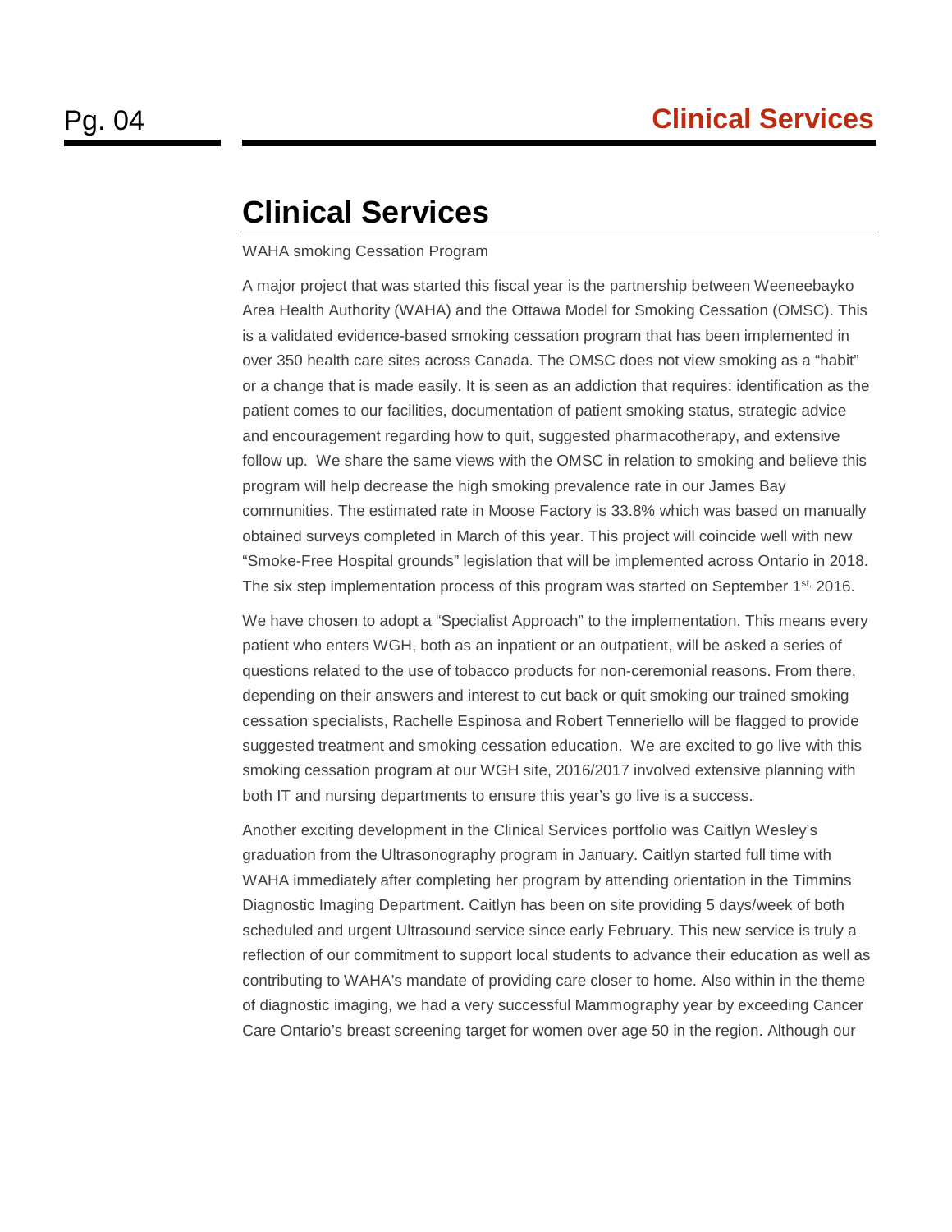# Clinical Services

WAHA smoking Cessation Program

A major project that was started this fiscal year is the partnership between Weeneebayko Area Health Authority (WAHA) and the Ottawa Model for Smoking Cessation (OMSC). This is a validated evidence-based smoking cessation program that has been implemented in over 350 health care sites across Canada. The OMSC does not view smoking as a "habit" or a change that is made easily. It is seen as an addiction that requires: identification as the patient comes to our facilities, documentation of patient smoking status, strategic advice and encouragement regarding how to quit, suggested pharmacotherapy, and extensive follow up. We share the same views with the OMSC in relation to smoking and believe this program will help decrease the high smoking prevalence rate in our James Bay communities. The estimated rate in Moose Factory is 33.8% which was based on manually obtained surveys completed in March of this year. This project will coincide well with new "Smoke-Free Hospital grounds" legislation that will be implemented across Ontario in 2018. The six step implementation process of this program was started on September 1st, 2016.

We have chosen to adopt a "Specialist Approach" to the implementation. This means every patient who enters WGH, both as an inpatient or an outpatient, will be asked a series of questions related to the use of tobacco products for non-ceremonial reasons. From there, depending on their answers and interest to cut back or quit smoking our trained smoking cessation specialists, Rachelle Espinosa and Robert Tenneriello will be flagged to provide suggested treatment and smoking cessation education. We are excited to go live with this smoking cessation program at our WGH site, 2016/2017 involved extensive planning with both IT and nursing departments to ensure this year's go live is a success.

Another exciting development in the Clinical Services portfolio was Caitlyn Wesley's graduation from the Ultrasonography program in January. Caitlyn started full time with WAHA immediately after completing her program by attending orientation in the Timmins Diagnostic Imaging Department. Caitlyn has been on site providing 5 days/week of both scheduled and urgent Ultrasound service since early February. This new service is truly a reflection of our commitment to support local students to advance their education as well as contributing to WAHA's mandate of providing care closer to home. Also within in the theme of diagnostic imaging, we had a very successful Mammography year by exceeding Cancer Care Ontario's breast screening target for women over age 50 in the region. Although our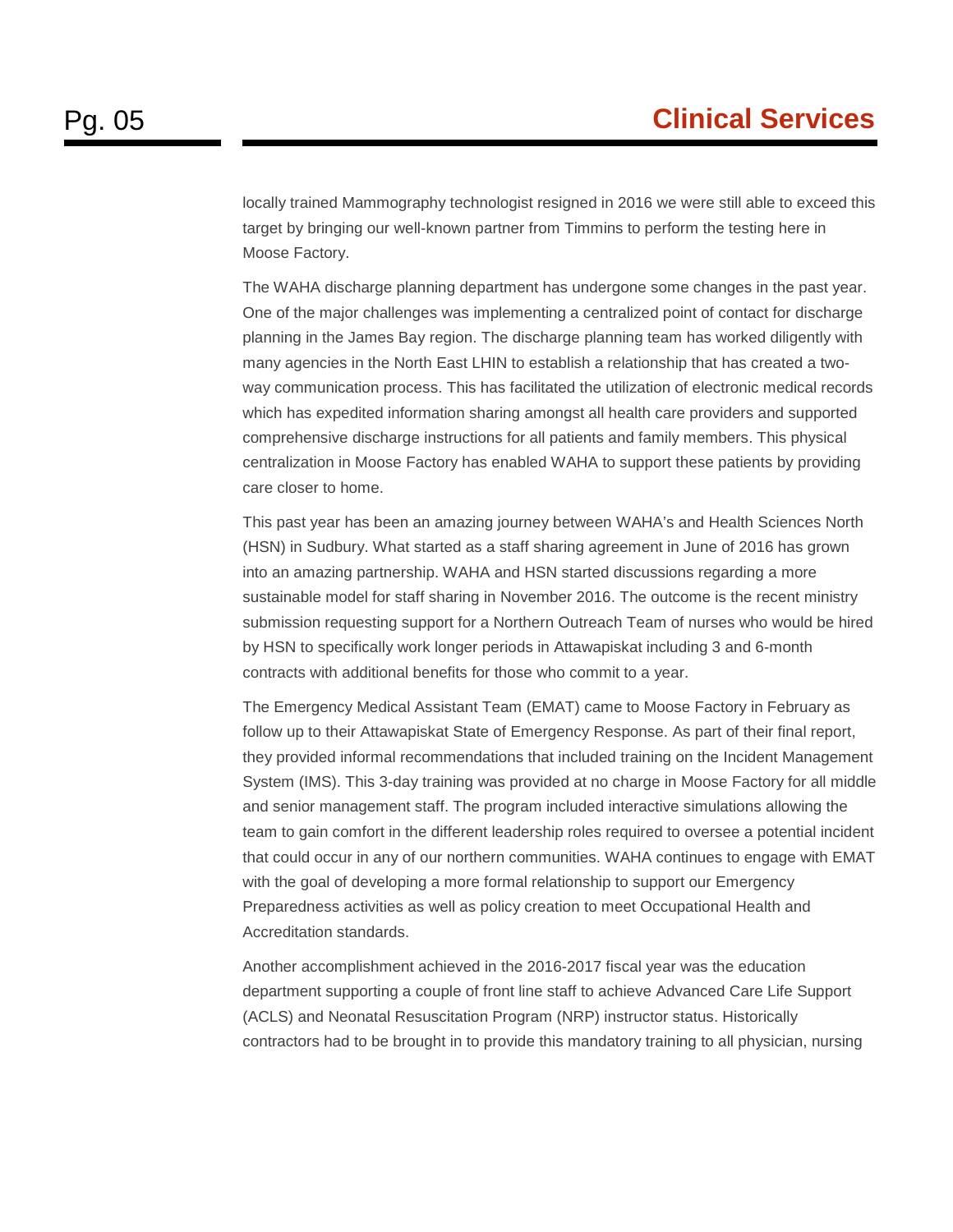locally trained Mammography technologist resigned in 2016 we were still able to exceed this target by bringing our well-known partner from Timmins to perform the testing here in Moose Factory.

The WAHA discharge planning department has undergone some changes in the past year. One of the major challenges was implementing a centralized point of contact for discharge planning in the James Bay region. The discharge planning team has worked diligently with many agencies in the North East LHIN to establish a relationship that has created a two-way communication process. This has facilitated the utilization of electronic medical records which has expedited information sharing amongst all health care providers and supported comprehensive discharge instructions for all patients and family members. This physical centralization in Moose Factory has enabled WAHA to support these patients by providing care closer to home.

This past year has been an amazing journey between WAHA's and Health Sciences North (HSN) in Sudbury. What started as a staff sharing agreement in June of 2016 has grown into an amazing partnership. WAHA and HSN started discussions regarding a more sustainable model for staff sharing in November 2016. The outcome is the recent ministry submission requesting support for a Northern Outreach Team of nurses who would be hired by HSN to specifically work longer periods in Attawapiskat including 3 and 6-month contracts with additional benefits for those who commit to a year.

The Emergency Medical Assistant Team (EMAT) came to Moose Factory in February as follow up to their Attawapiskat State of Emergency Response. As part of their final report, they provided informal recommendations that included training on the Incident Management System (IMS). This 3-day training was provided at no charge in Moose Factory for all middle and senior management staff. The program included interactive simulations allowing the team to gain comfort in the different leadership roles required to oversee a potential incident that could occur in any of our northern communities. WAHA continues to engage with EMAT with the goal of developing a more formal relationship to support our Emergency Preparedness activities as well as policy creation to meet Occupational Health and Accreditation standards.

Another accomplishment achieved in the 2016-2017 fiscal year was the education department supporting a couple of front line staff to achieve Advanced Care Life Support (ACLS) and Neonatal Resuscitation Program (NRP) instructor status. Historically contractors had to be brought in to provide this mandatory training to all physician, nursing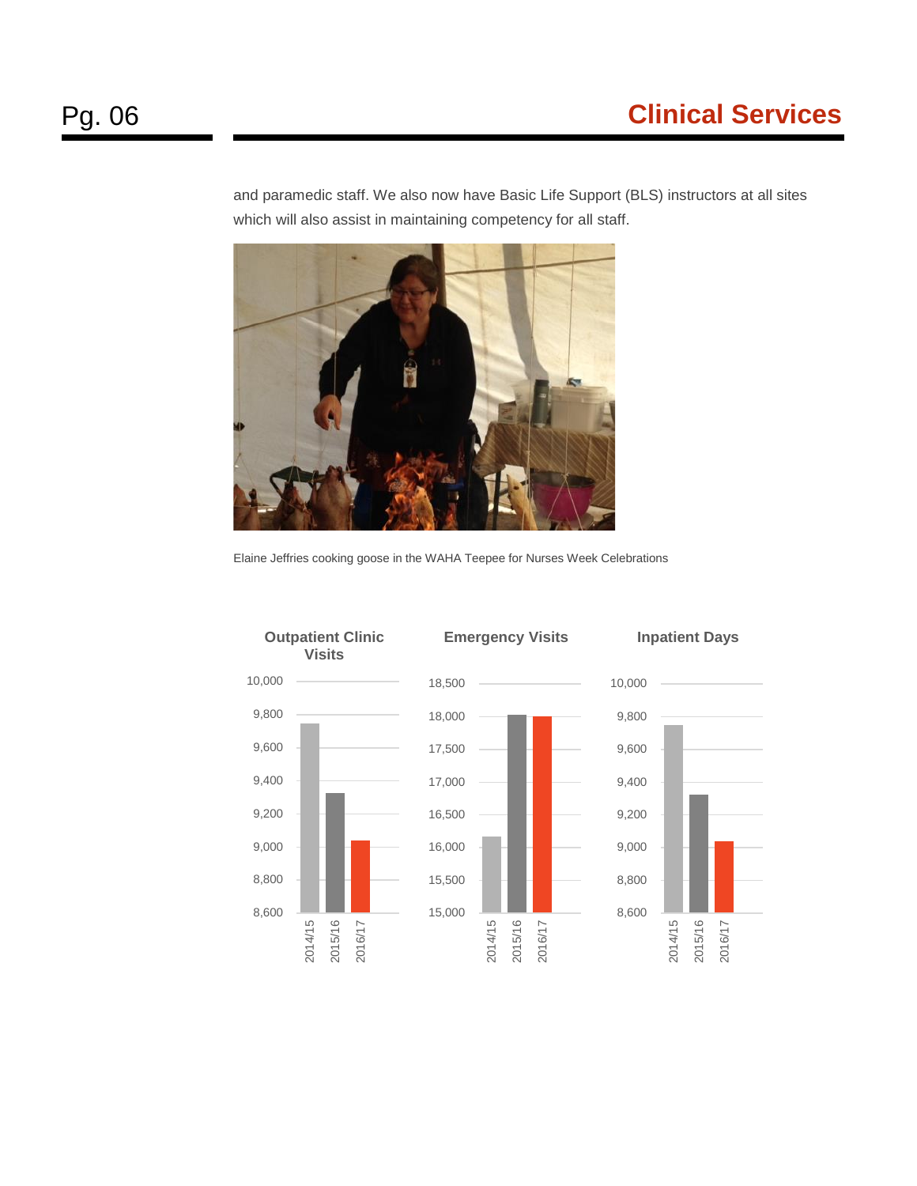and paramedic staff. We also now have Basic Life Support (BLS) instructors at all sites which will also assist in maintaining competency for all staff.

Elaine Jeffries cooking goose in the WAHA Teepee for Nurses Week Celebrations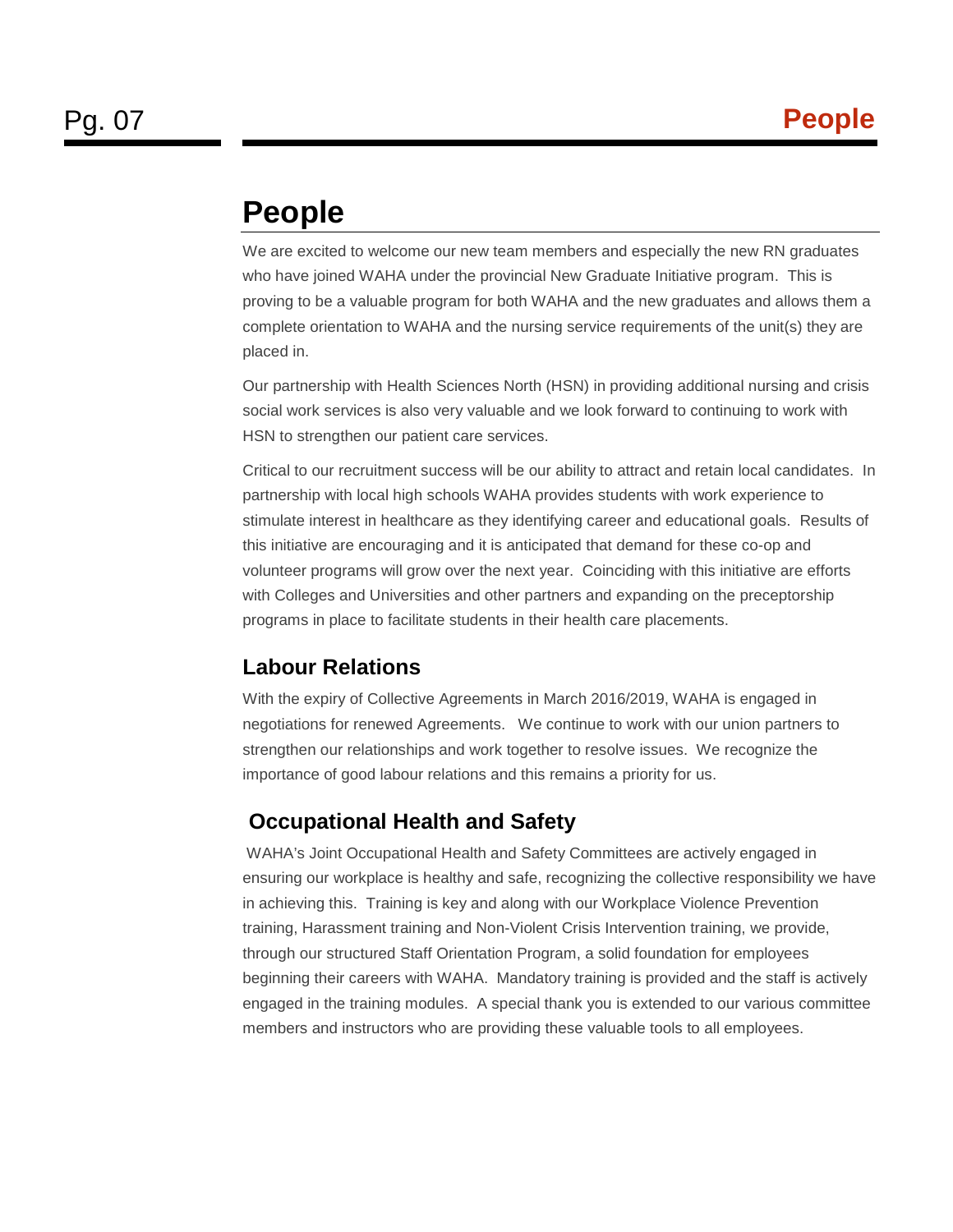# People

We are excited to welcome our new team members and especially the new RN graduates who have joined WAHA under the provincial New Graduate Initiative program. This is proving to be a valuable program for both WAHA and the new graduates and allows them a complete orientation to WAHA and the nursing service requirements of the unit(s) they are placed in.

Our partnership with Health Sciences North (HSN) in providing additional nursing and crisis social work services is also very valuable and we look forward to continuing to work with HSN to strengthen our patient care services.

Critical to our recruitment success will be our ability to attract and retain local candidates. In partnership with local high schools WAHA provides students with work experience to stimulate interest in healthcare as they identifying career and educational goals. Results of this initiative are encouraging and it is anticipated that demand for these co-op and volunteer programs will grow over the next year. Coinciding with this initiative are efforts with Colleges and Universities and other partners and expanding on the preceptorship programs in place to facilitate students in their health care placements.

## Labour Relations

With the expiry of Collective Agreements in March 2016/2019, WAHA is engaged in negotiations for renewed Agreements. We continue to work with our union partners to strengthen our relationships and work together to resolve issues. We recognize the importance of good labour relations and this remains a priority for us.

## Occupational Health and Safety

WAHA's Joint Occupational Health and Safety Committees are actively engaged in ensuring our workplace is healthy and safe, recognizing the collective responsibility we have in achieving this. Training is key and along with our Workplace Violence Prevention training, Harassment training and Non-Violent Crisis Intervention training, we provide, through our structured Staff Orientation Program, a solid foundation for employees beginning their careers with WAHA. Mandatory training is provided and the staff is actively engaged in the training modules. A special thank you is extended to our various committee members and instructors who are providing these valuable tools to all employees.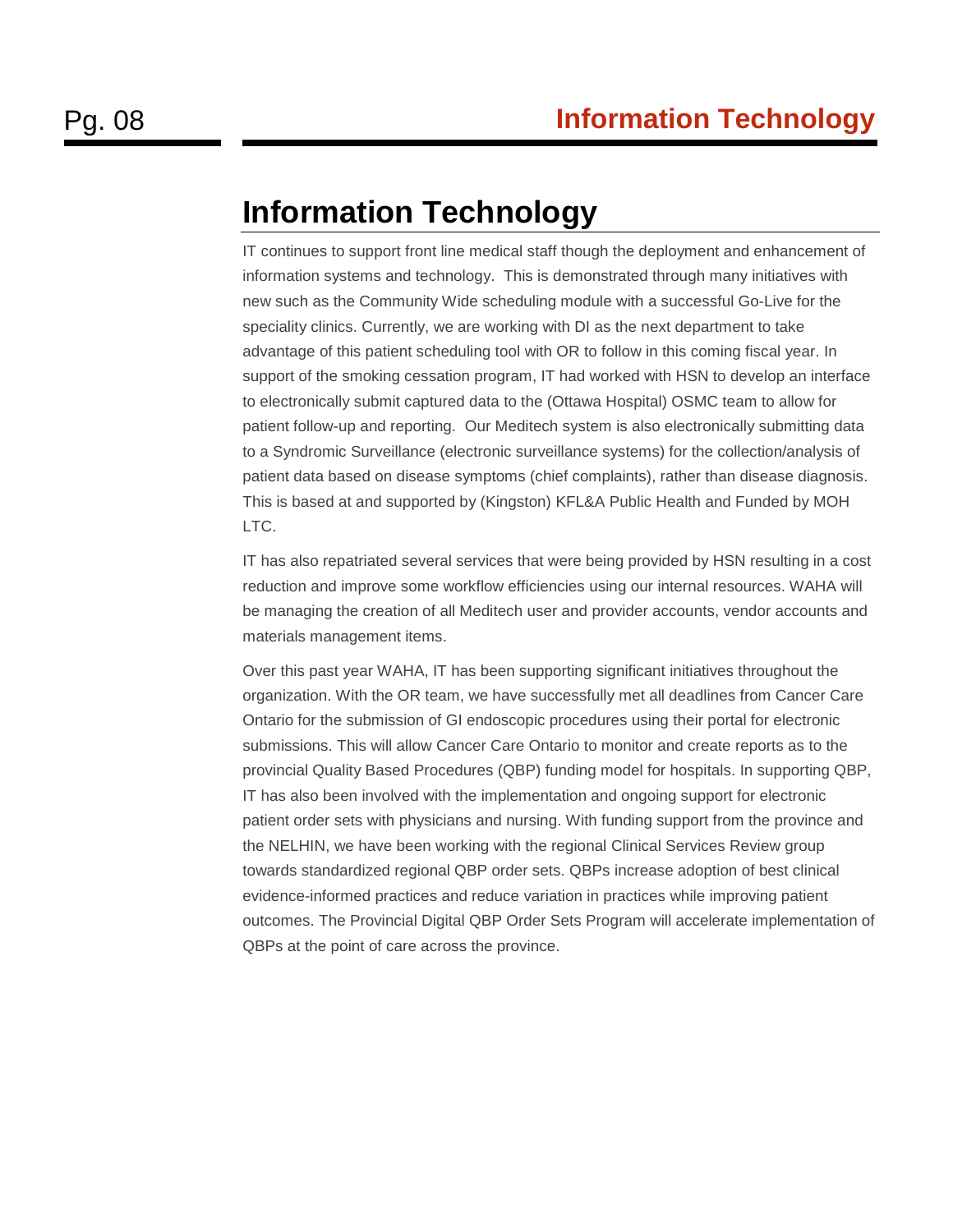# Information Technology

IT continues to support front line medical staff though the deployment and enhancement of information systems and technology. This is demonstrated through many initiatives with new such as the Community Wide scheduling module with a successful Go-Live for the speciality clinics. Currently, we are working with DI as the next department to take advantage of this patient scheduling tool with OR to follow in this coming fiscal year. In support of the smoking cessation program, IT had worked with HSN to develop an interface to electronically submit captured data to the (Ottawa Hospital) OSMC team to allow for patient follow-up and reporting. Our Meditech system is also electronically submitting data to a Syndromic Surveillance (electronic surveillance systems) for the collection/analysis of patient data based on disease symptoms (chief complaints), rather than disease diagnosis. This is based at and supported by (Kingston) KFL&A Public Health and Funded by MOH LTC.

IT has also repatriated several services that were being provided by HSN resulting in a cost reduction and improve some workflow efficiencies using our internal resources. WAHA will be managing the creation of all Meditech user and provider accounts, vendor accounts and materials management items.

Over this past year WAHA, IT has been supporting significant initiatives throughout the organization. With the OR team, we have successfully met all deadlines from Cancer Care Ontario for the submission of GI endoscopic procedures using their portal for electronic submissions. This will allow Cancer Care Ontario to monitor and create reports as to the provincial Quality Based Procedures (QBP) funding model for hospitals. In supporting QBP, IT has also been involved with the implementation and ongoing support for electronic patient order sets with physicians and nursing. With funding support from the province and the NELHIN, we have been working with the regional Clinical Services Review group towards standardized regional QBP order sets. QBPs increase adoption of best clinical evidence-informed practices and reduce variation in practices while improving patient outcomes. The Provincial Digital QBP Order Sets Program will accelerate implementation of QBPs at the point of care across the province.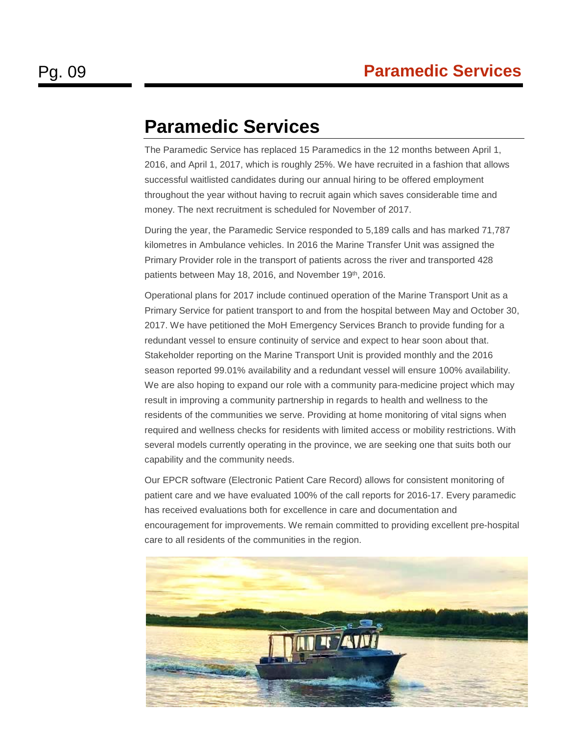# Paramedic Services

The Paramedic Service has replaced 15 Paramedics in the 12 months between April 1, 2016, and April 1, 2017, which is roughly 25%. We have recruited in a fashion that allows successful waitlisted candidates during our annual hiring to be offered employment throughout the year without having to recruit again which saves considerable time and money. The next recruitment is scheduled for November of 2017.

During the year, the Paramedic Service responded to 5,189 calls and has marked 71,787 kilometres in Ambulance vehicles. In 2016 the Marine Transfer Unit was assigned the Primary Provider role in the transport of patients across the river and transported 428 patients between May 18, 2016, and November 19th, 2016.

Operational plans for 2017 include continued operation of the Marine Transport Unit as a Primary Service for patient transport to and from the hospital between May and October 30, 2017. We have petitioned the MoH Emergency Services Branch to provide funding for a redundant vessel to ensure continuity of service and expect to hear soon about that. Stakeholder reporting on the Marine Transport Unit is provided monthly and the 2016 season reported 99.01% availability and a redundant vessel will ensure 100% availability. We are also hoping to expand our role with a community para-medicine project which may result in improving a community partnership in regards to health and wellness to the residents of the communities we serve. Providing at home monitoring of vital signs when required and wellness checks for residents with limited access or mobility restrictions. With several models currently operating in the province, we are seeking one that suits both our capability and the community needs.

Our EPCR software (Electronic Patient Care Record) allows for consistent monitoring of patient care and we have evaluated 100% of the call reports for 2016-17. Every paramedic has received evaluations both for excellence in care and documentation and encouragement for improvements. We remain committed to providing excellent pre-hospital care to all residents of the communities in the region.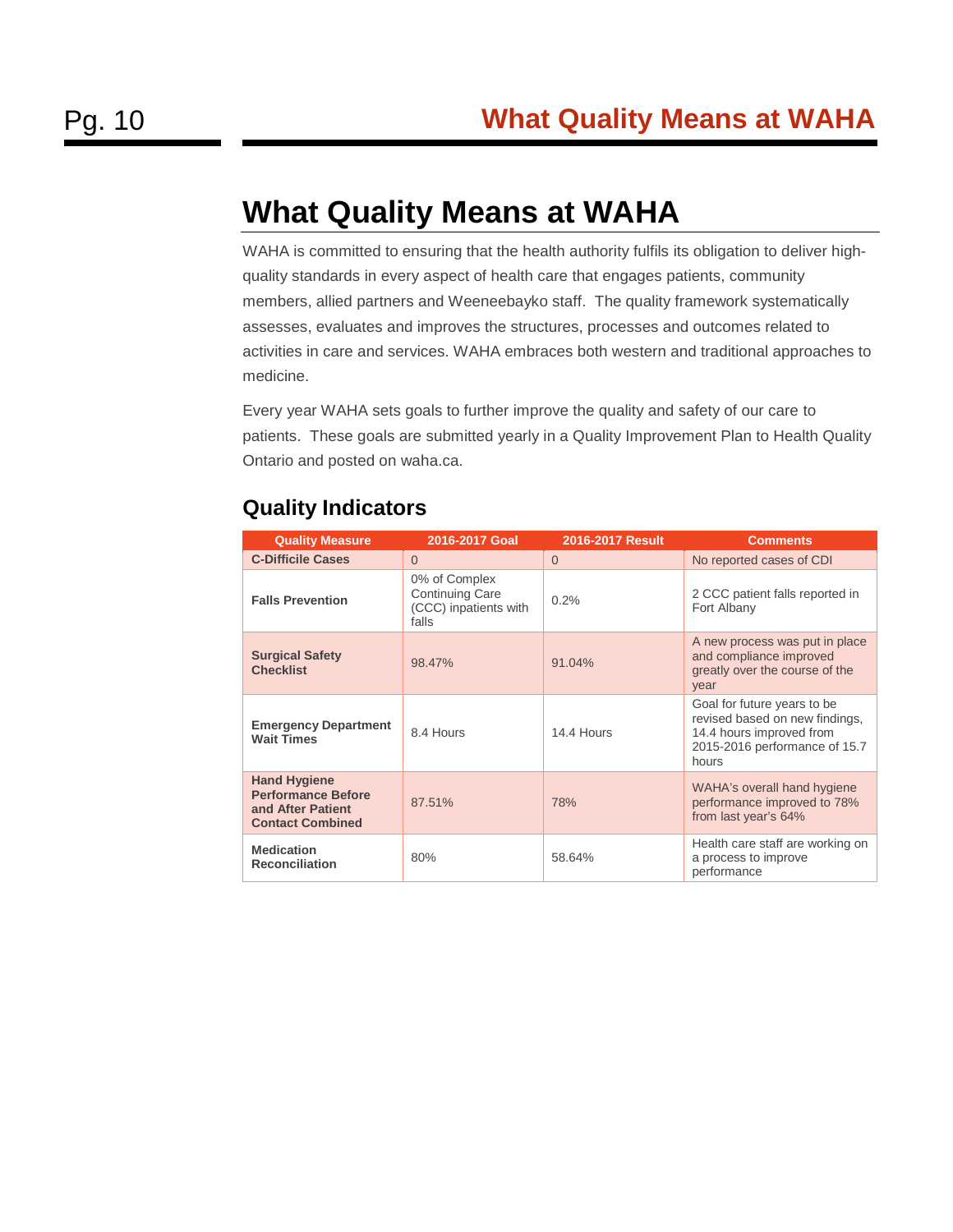# What Quality Means at WAHA

WAHA is committed to ensuring that the health authority fulfils its obligation to deliver high-quality standards in every aspect of health care that engages patients, community members, allied partners and Weeneebayko staff. The quality framework systematically assesses, evaluates and improves the structures, processes and outcomes related to activities in care and services. WAHA embraces both western and traditional approaches to medicine.

Every year WAHA sets goals to further improve the quality and safety of our care to patients. These goals are submitted yearly in a Quality Improvement Plan to Health Quality Ontario and posted on waha.ca.

## Quality Indicators

| Quality Measure | 2016-2017 Goal | 2016-2017 Result | Comments |
|---|---|---|---|
| **C-Difficile Cases** | 0 | 0 | No reported cases of CDI |
| **Falls Prevention** | 0% of Complex Continuing Care (CCC) inpatients with falls | 0.2% | 2 CCC patient falls reported in Fort Albany |
| **Surgical Safety Checklist** | 98.47% | 91.04% | A new process was put in place and compliance improved greatly over the course of the year |
| **Emergency Department Wait Times** | 8.4 Hours | 14.4 Hours | Goal for future years to be revised based on new findings, 14.4 hours improved from 2015-2016 performance of 15.7 hours |
| **Hand Hygiene Performance Before and After Patient Contact Combined** | 87.51% | 78% | WAHA's overall hand hygiene performance improved to 78% from last year's 64% |
| **Medication Reconciliation** | 80% | 58.64% | Health care staff are working on a process to improve performance |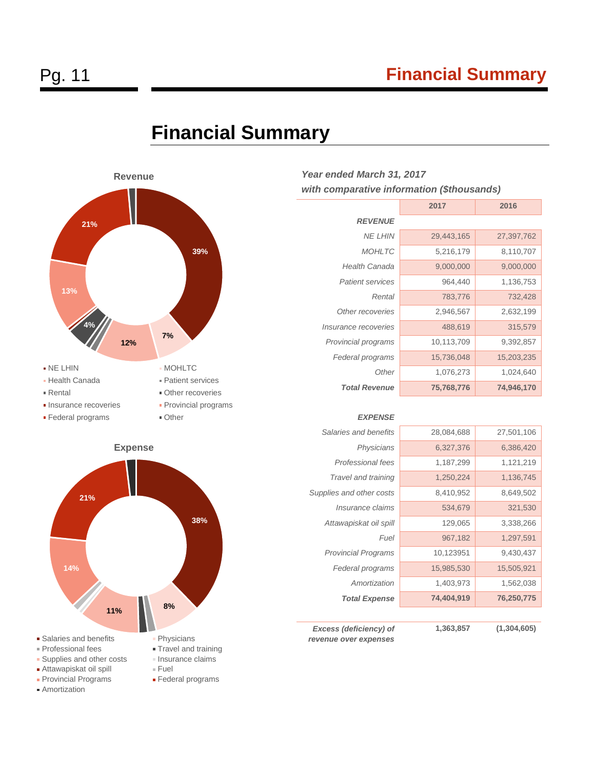# Financial Summary

**Revenue**

39%, 7%, 12%, 4%, 13%, 21%

- NE LHIN
- MOHLTC
- Health Canada
- Patient services
- Rental
- Other recoveries
- Insurance recoveries
- Provincial programs
- Federal programs
- Other

**Expense**

38%, 8%, 11%, 14%, 21%

- Salaries and benefits
- Physicians
- Professional fees
- Travel and training
- Supplies and other costs
- Insurance claims
- Attawapiskat oil spill
- Fuel
- Provincial Programs
- Federal programs
- Amortization

***Year ended March 31, 2017***

***with comparative information ($thousands)***

| | 2017 | 2016 |
|---|---|---|
| ***REVENUE*** | | |
| *NE LHIN* | 29,443,165 | 27,397,762 |
| *MOHLTC* | 5,216,179 | 8,110,707 |
| *Health Canada* | 9,000,000 | 9,000,000 |
| *Patient services* | 964,440 | 1,136,753 |
| *Rental* | 783,776 | 732,428 |
| *Other recoveries* | 2,946,567 | 2,632,199 |
| *Insurance recoveries* | 488,619 | 315,579 |
| *Provincial programs* | 10,113,709 | 9,392,857 |
| *Federal programs* | 15,736,048 | 15,203,235 |
| *Other* | 1,076,273 | 1,024,640 |
| ***Total Revenue*** | **75,768,776** | **74,946,170** |
| ***EXPENSE*** | | |
| *Salaries and benefits* | 28,084,688 | 27,501,106 |
| *Physicians* | 6,327,376 | 6,386,420 |
| *Professional fees* | 1,187,299 | 1,121,219 |
| *Travel and training* | 1,250,224 | 1,136,745 |
| *Supplies and other costs* | 8,410,952 | 8,649,502 |
| *Insurance claims* | 534,679 | 321,530 |
| *Attawapiskat oil spill* | 129,065 | 3,338,266 |
| *Fuel* | 967,182 | 1,297,591 |
| *Provincial Programs* | 10,123951 | 9,430,437 |
| *Federal programs* | 15,985,530 | 15,505,921 |
| *Amortization* | 1,403,973 | 1,562,038 |
| ***Total Expense*** | **74,404,919** | **76,250,775** |
| ***Excess (deficiency) of revenue over expenses*** | **1,363,857** | **(1,304,605)** |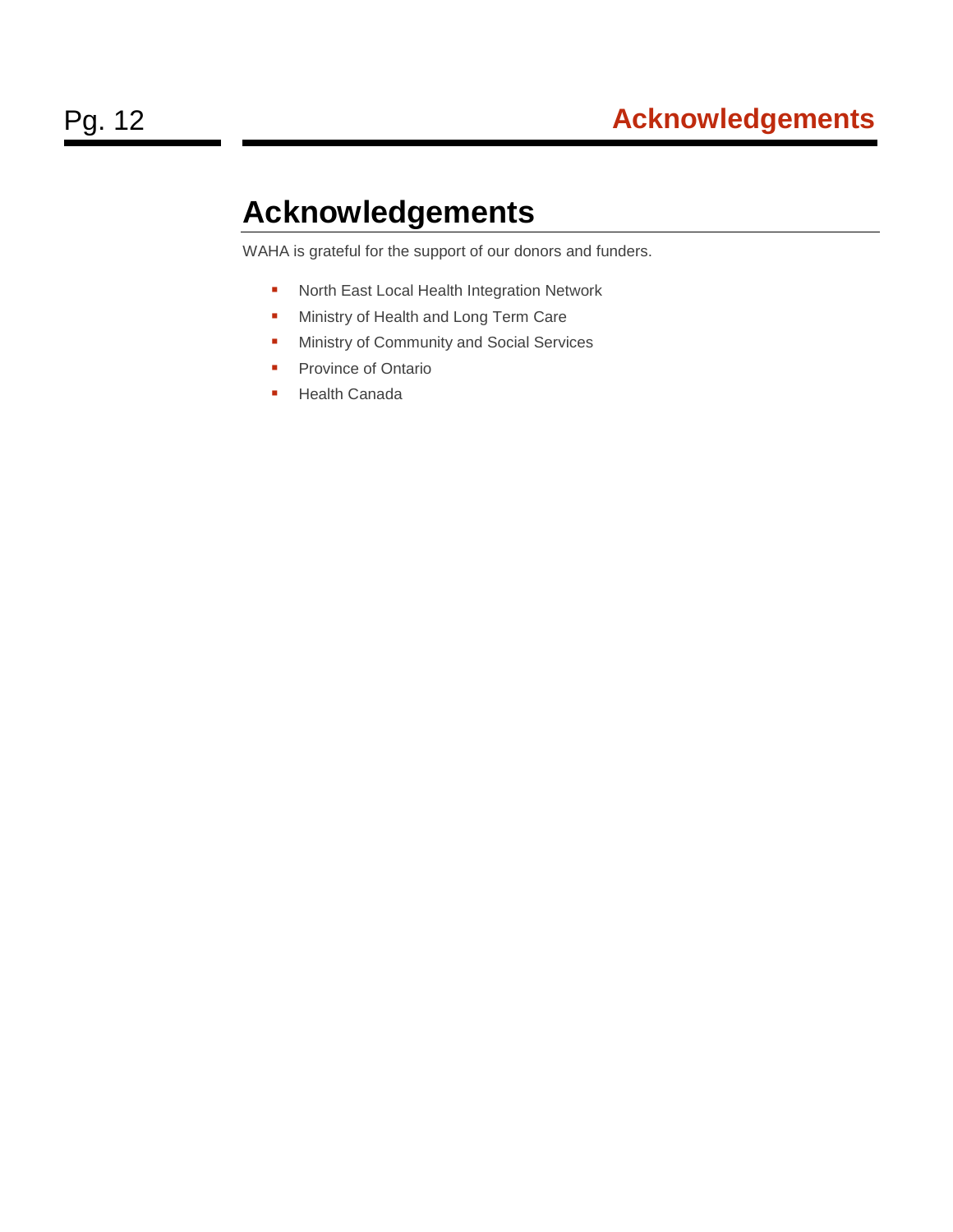# Acknowledgements

WAHA is grateful for the support of our donors and funders.

- North East Local Health Integration Network
- Ministry of Health and Long Term Care
- Ministry of Community and Social Services
- Province of Ontario
- Health Canada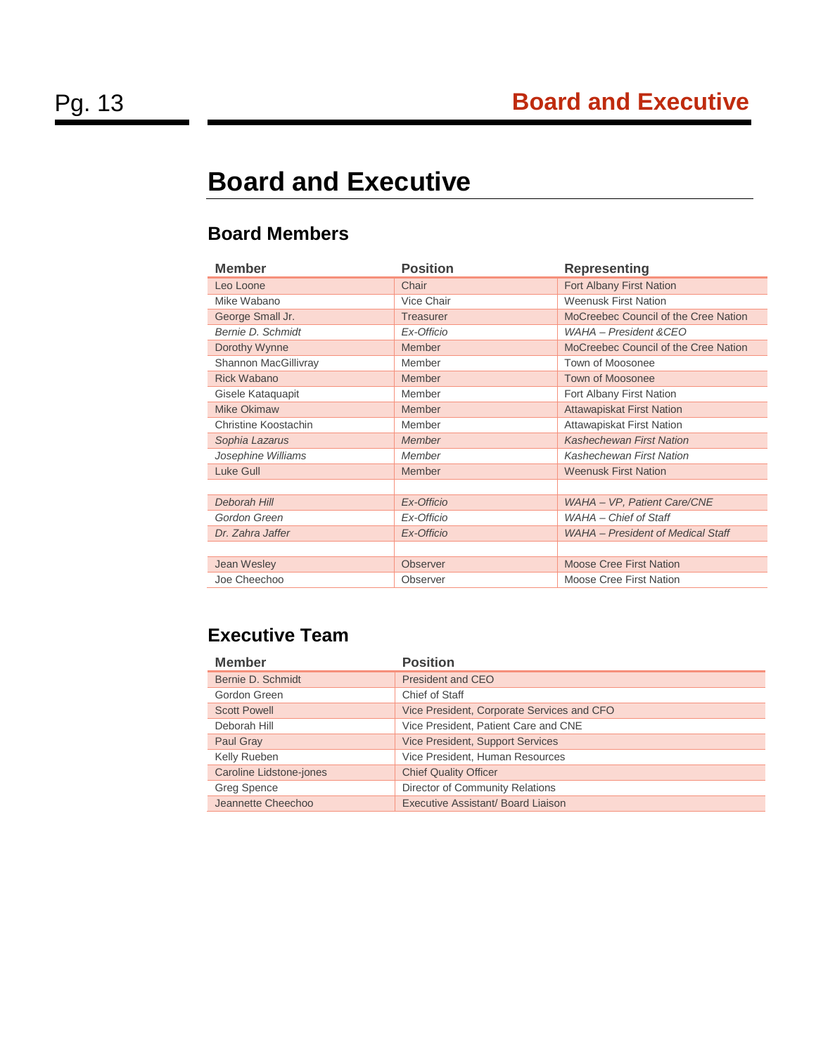# Board and Executive

## Board Members

| Member | Position | Representing |
|---|---|---|
| Leo Loone | Chair | Fort Albany First Nation |
| Mike Wabano | Vice Chair | Weenusk First Nation |
| George Small Jr. | Treasurer | MoCreebec Council of the Cree Nation |
| *Bernie D. Schmidt* | *Ex-Officio* | *WAHA – President &CEO* |
| Dorothy Wynne | Member | MoCreebec Council of the Cree Nation |
| Shannon MacGillivray | Member | Town of Moosonee |
| Rick Wabano | Member | Town of Moosonee |
| Gisele Kataquapit | Member | Fort Albany First Nation |
| Mike Okimaw | Member | Attawapiskat First Nation |
| Christine Koostachin | Member | Attawapiskat First Nation |
| *Sophia Lazarus* | *Member* | *Kashechewan First Nation* |
| *Josephine Williams* | *Member* | *Kashechewan First Nation* |
| Luke Gull | Member | Weenusk First Nation |
| | | |
| *Deborah Hill* | *Ex-Officio* | *WAHA – VP, Patient Care/CNE* |
| *Gordon Green* | *Ex-Officio* | *WAHA – Chief of Staff* |
| *Dr. Zahra Jaffer* | *Ex-Officio* | *WAHA – President of Medical Staff* |
| | | |
| Jean Wesley | Observer | Moose Cree First Nation |
| Joe Cheechoo | Observer | Moose Cree First Nation |

## Executive Team

| Member | Position |
|---|---|
| Bernie D. Schmidt | President and CEO |
| Gordon Green | Chief of Staff |
| Scott Powell | Vice President, Corporate Services and CFO |
| Deborah Hill | Vice President, Patient Care and CNE |
| Paul Gray | Vice President, Support Services |
| Kelly Rueben | Vice President, Human Resources |
| Caroline Lidstone-jones | Chief Quality Officer |
| Greg Spence | Director of Community Relations |
| Jeannette Cheechoo | Executive Assistant/ Board Liaison |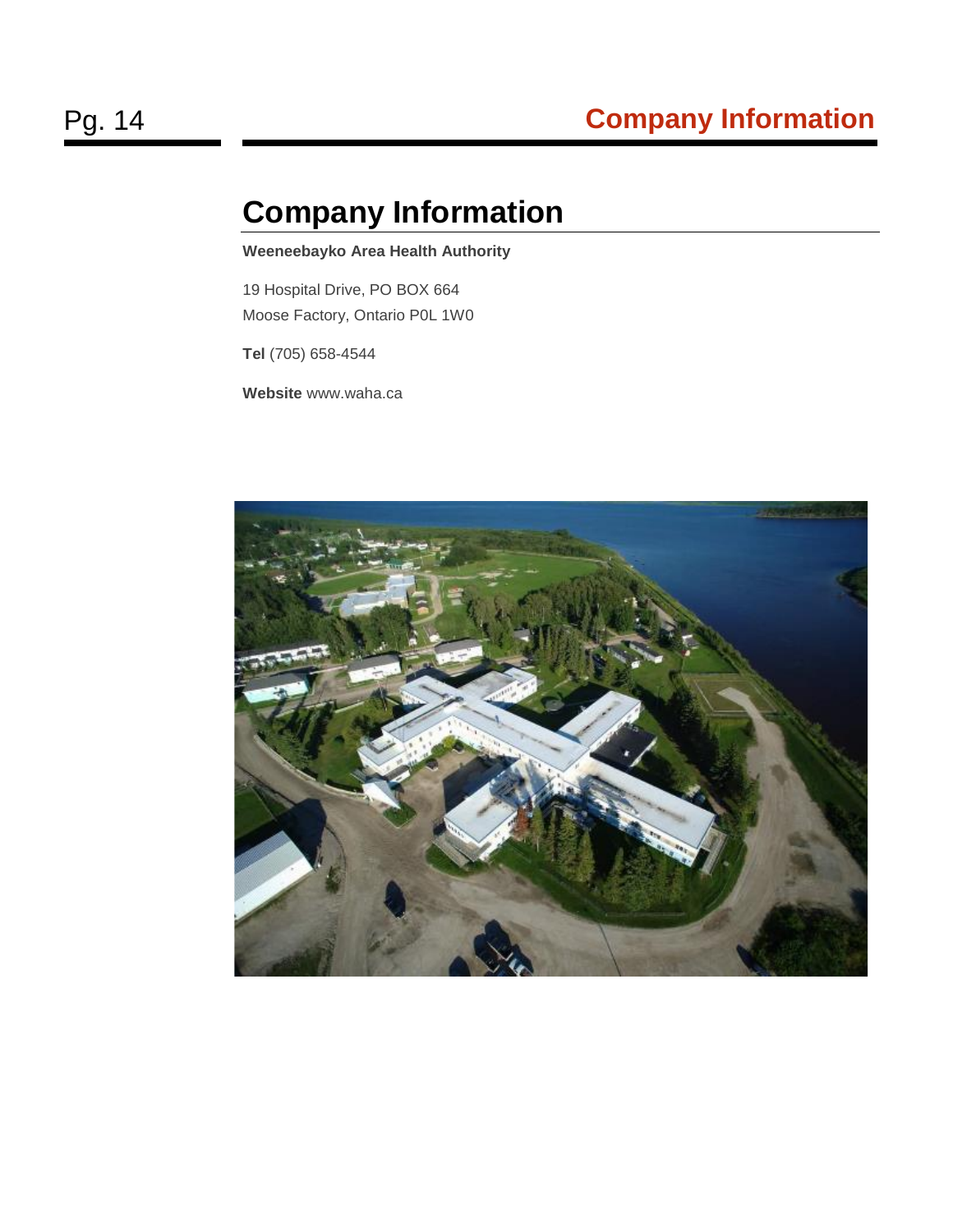# Company Information

**Weeneebayko Area Health Authority**

19 Hospital Drive, PO BOX 664
Moose Factory, Ontario P0L 1W0

**Tel** (705) 658-4544

**Website** www.waha.ca